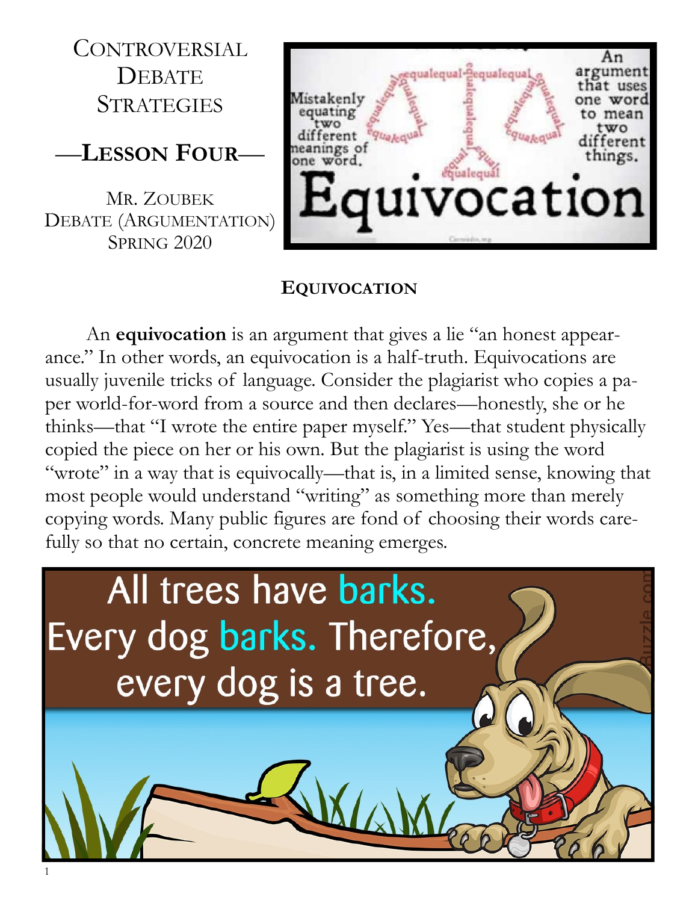# Controversial Debate Strategies

## —Lesson Four—

Mr. Zoubek
Debate (Argumentation)
Spring 2020

## Equivocation

An **equivocation** is an argument that gives a lie "an honest appearance." In other words, an equivocation is a half-truth. Equivocations are usually juvenile tricks of language. Consider the plagiarist who copies a paper world-for-word from a source and then declares—honestly, she or he thinks—that "I wrote the entire paper myself." Yes—that student physically copied the piece on her or his own. But the plagiarist is using the word "wrote" in a way that is equivocally—that is, in a limited sense, knowing that most people would understand "writing" as something more than merely copying words. Many public figures are fond of choosing their words carefully so that no certain, concrete meaning emerges.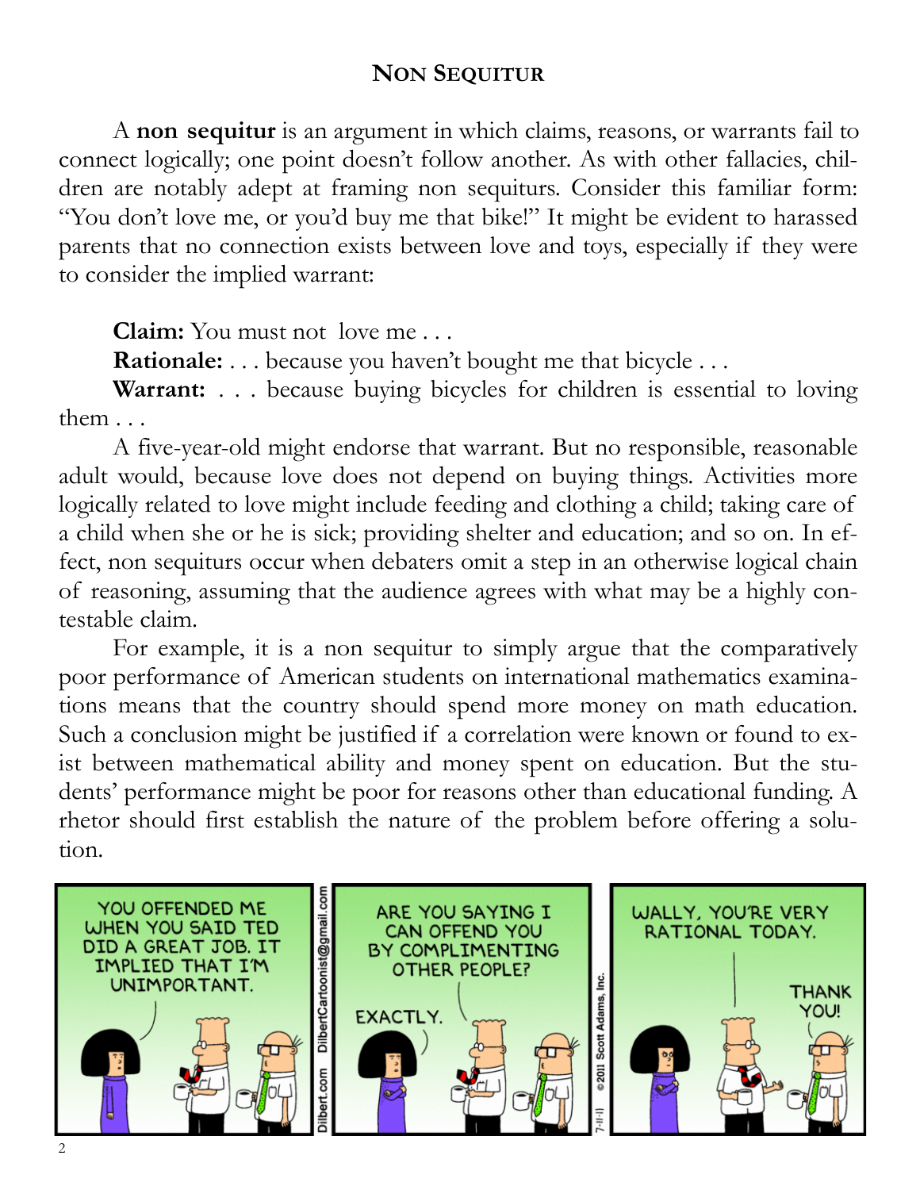## Non Sequitur

A **non sequitur** is an argument in which claims, reasons, or warrants fail to connect logically; one point doesn't follow another. As with other fallacies, children are notably adept at framing non sequiturs. Consider this familiar form: "You don't love me, or you'd buy me that bike!" It might be evident to harassed parents that no connection exists between love and toys, especially if they were to consider the implied warrant:

**Claim:** You must not love me . . .

**Rationale:** . . . because you haven't bought me that bicycle . . .

**Warrant:** . . . because buying bicycles for children is essential to loving them . . .

A five-year-old might endorse that warrant. But no responsible, reasonable adult would, because love does not depend on buying things. Activities more logically related to love might include feeding and clothing a child; taking care of a child when she or he is sick; providing shelter and education; and so on. In effect, non sequiturs occur when debaters omit a step in an otherwise logical chain of reasoning, assuming that the audience agrees with what may be a highly contestable claim.

For example, it is a non sequitur to simply argue that the comparatively poor performance of American students on international mathematics examinations means that the country should spend more money on math education. Such a conclusion might be justified if a correlation were known or found to exist between mathematical ability and money spent on education. But the students' performance might be poor for reasons other than educational funding. A rhetor should first establish the nature of the problem before offering a solution.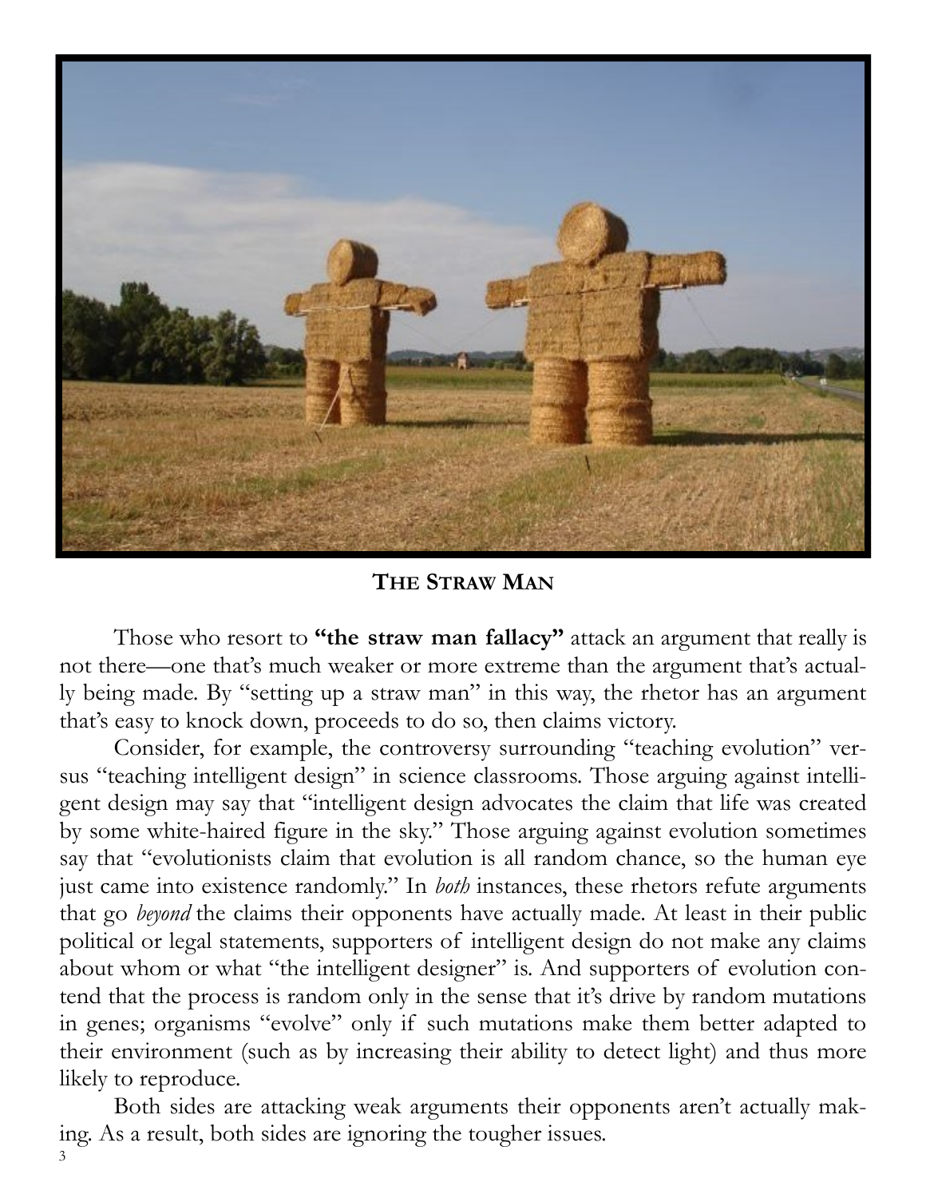**THE STRAW MAN**

Those who resort to **"the straw man fallacy"** attack an argument that really is not there—one that's much weaker or more extreme than the argument that's actually being made. By "setting up a straw man" in this way, the rhetor has an argument that's easy to knock down, proceeds to do so, then claims victory.

Consider, for example, the controversy surrounding "teaching evolution" versus "teaching intelligent design" in science classrooms. Those arguing against intelligent design may say that "intelligent design advocates the claim that life was created by some white-haired figure in the sky." Those arguing against evolution sometimes say that "evolutionists claim that evolution is all random chance, so the human eye just came into existence randomly." In *both* instances, these rhetors refute arguments that go *beyond* the claims their opponents have actually made. At least in their public political or legal statements, supporters of intelligent design do not make any claims about whom or what "the intelligent designer" is. And supporters of evolution contend that the process is random only in the sense that it's drive by random mutations in genes; organisms "evolve" only if such mutations make them better adapted to their environment (such as by increasing their ability to detect light) and thus more likely to reproduce.

Both sides are attacking weak arguments their opponents aren't actually making. As a result, both sides are ignoring the tougher issues.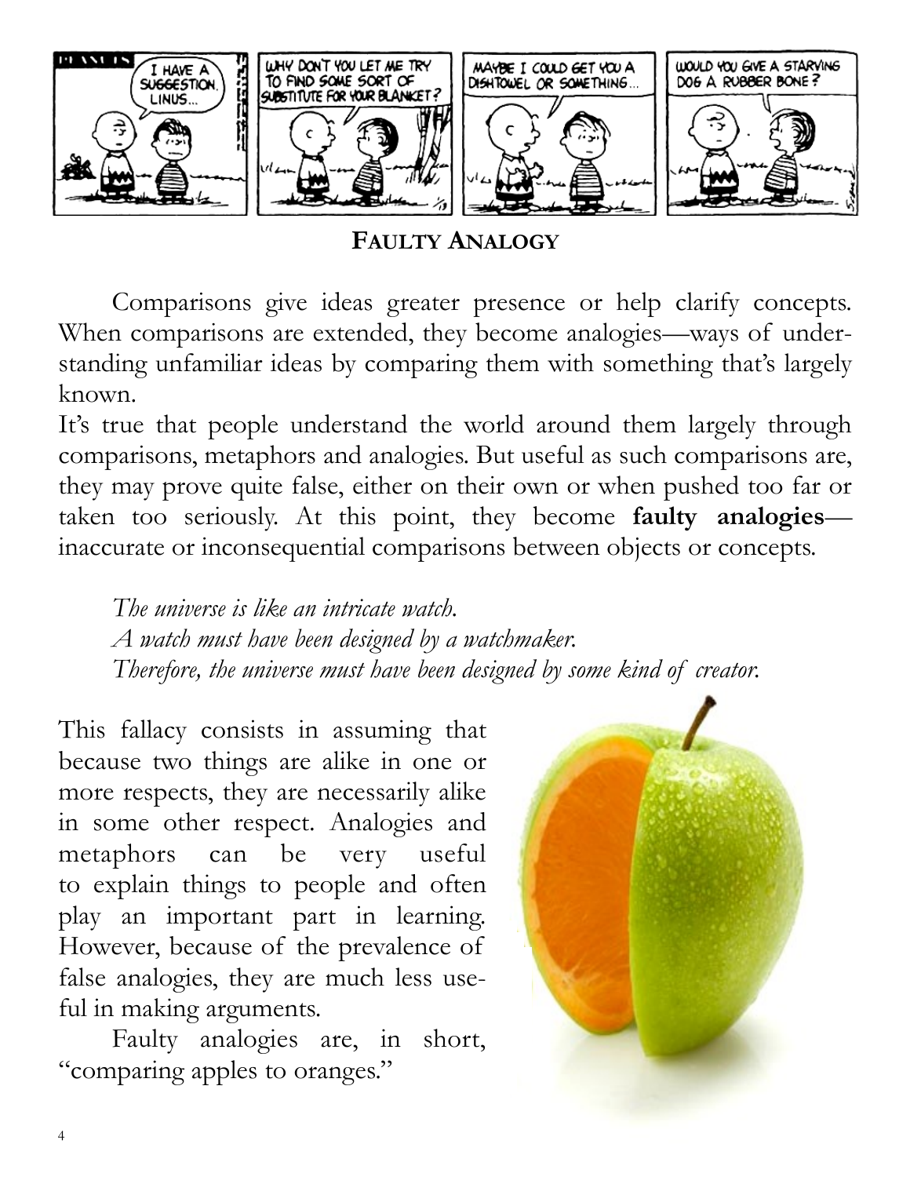## FAULTY ANALOGY

Comparisons give ideas greater presence or help clarify concepts. When comparisons are extended, they become analogies—ways of understanding unfamiliar ideas by comparing them with something that's largely known.

It's true that people understand the world around them largely through comparisons, metaphors and analogies. But useful as such comparisons are, they may prove quite false, either on their own or when pushed too far or taken too seriously. At this point, they become **faulty analogies**—inaccurate or inconsequential comparisons between objects or concepts.

*The universe is like an intricate watch.*
*A watch must have been designed by a watchmaker.*
*Therefore, the universe must have been designed by some kind of creator.*

This fallacy consists in assuming that because two things are alike in one or more respects, they are necessarily alike in some other respect. Analogies and metaphors can be very useful to explain things to people and often play an important part in learning. However, because of the prevalence of false analogies, they are much less useful in making arguments.

Faulty analogies are, in short, "comparing apples to oranges."